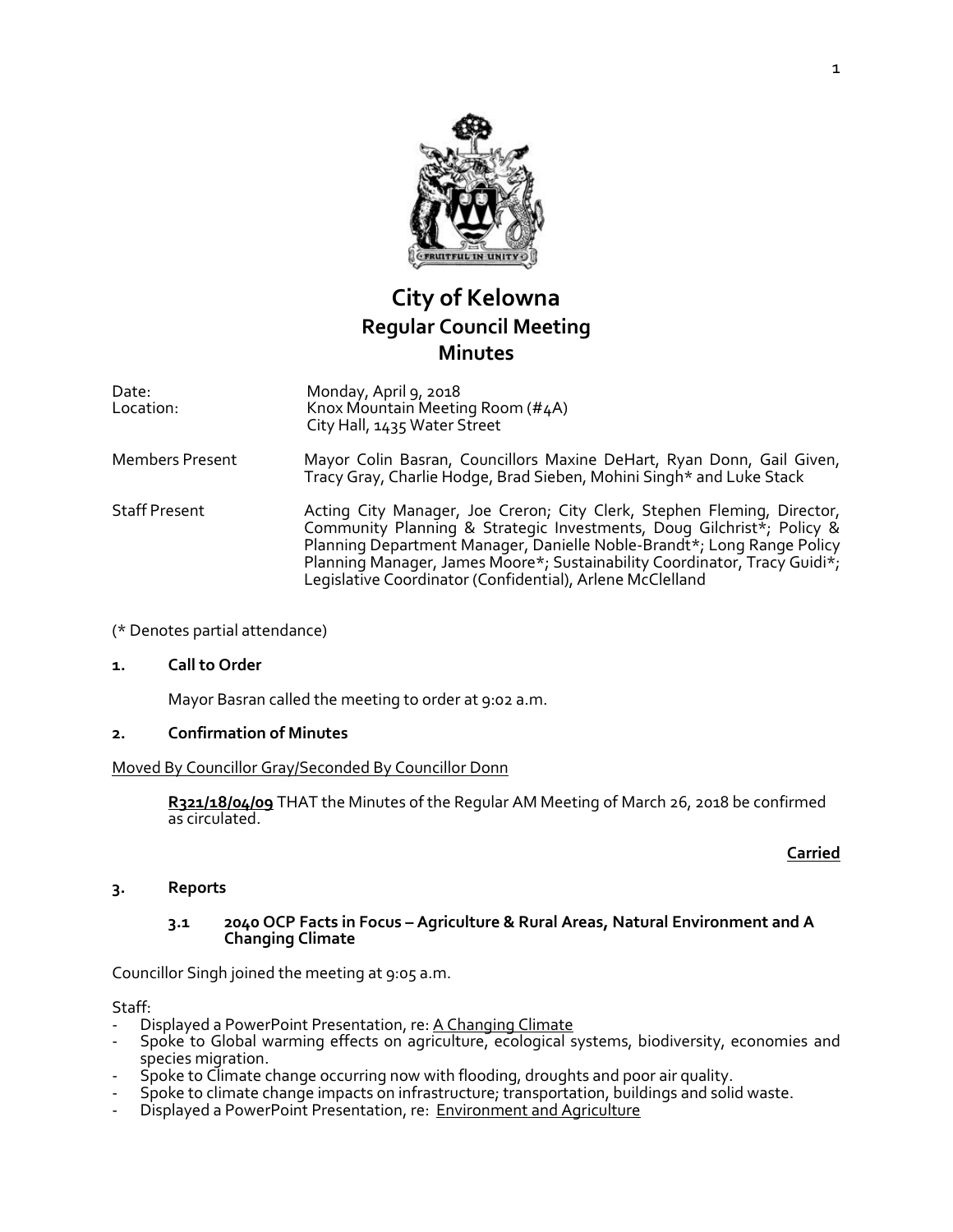# City of Kelowna
## Regular Council Meeting
## Minutes

Date: Monday, April 9, 2018
Location: Knox Mountain Meeting Room (#4A)
City Hall, 1435 Water Street

Members Present: Mayor Colin Basran, Councillors Maxine DeHart, Ryan Donn, Gail Given, Tracy Gray, Charlie Hodge, Brad Sieben, Mohini Singh* and Luke Stack

Staff Present: Acting City Manager, Joe Creron; City Clerk, Stephen Fleming, Director, Community Planning & Strategic Investments, Doug Gilchrist*; Policy & Planning Department Manager, Danielle Noble-Brandt*; Long Range Policy Planning Manager, James Moore*; Sustainability Coordinator, Tracy Guidi*; Legislative Coordinator (Confidential), Arlene McClelland

(* Denotes partial attendance)

### 1. Call to Order

Mayor Basran called the meeting to order at 9:02 a.m.

### 2. Confirmation of Minutes

Moved By Councillor Gray/Seconded By Councillor Donn

**R321/18/04/09** THAT the Minutes of the Regular AM Meeting of March 26, 2018 be confirmed as circulated.

**Carried**

### 3. Reports

#### 3.1 2040 OCP Facts in Focus – Agriculture & Rural Areas, Natural Environment and A Changing Climate

Councillor Singh joined the meeting at 9:05 a.m.

Staff:
- Displayed a PowerPoint Presentation, re: A Changing Climate
- Spoke to Global warming effects on agriculture, ecological systems, biodiversity, economies and species migration.
- Spoke to Climate change occurring now with flooding, droughts and poor air quality.
- Spoke to climate change impacts on infrastructure; transportation, buildings and solid waste.
- Displayed a PowerPoint Presentation, re: Environment and Agriculture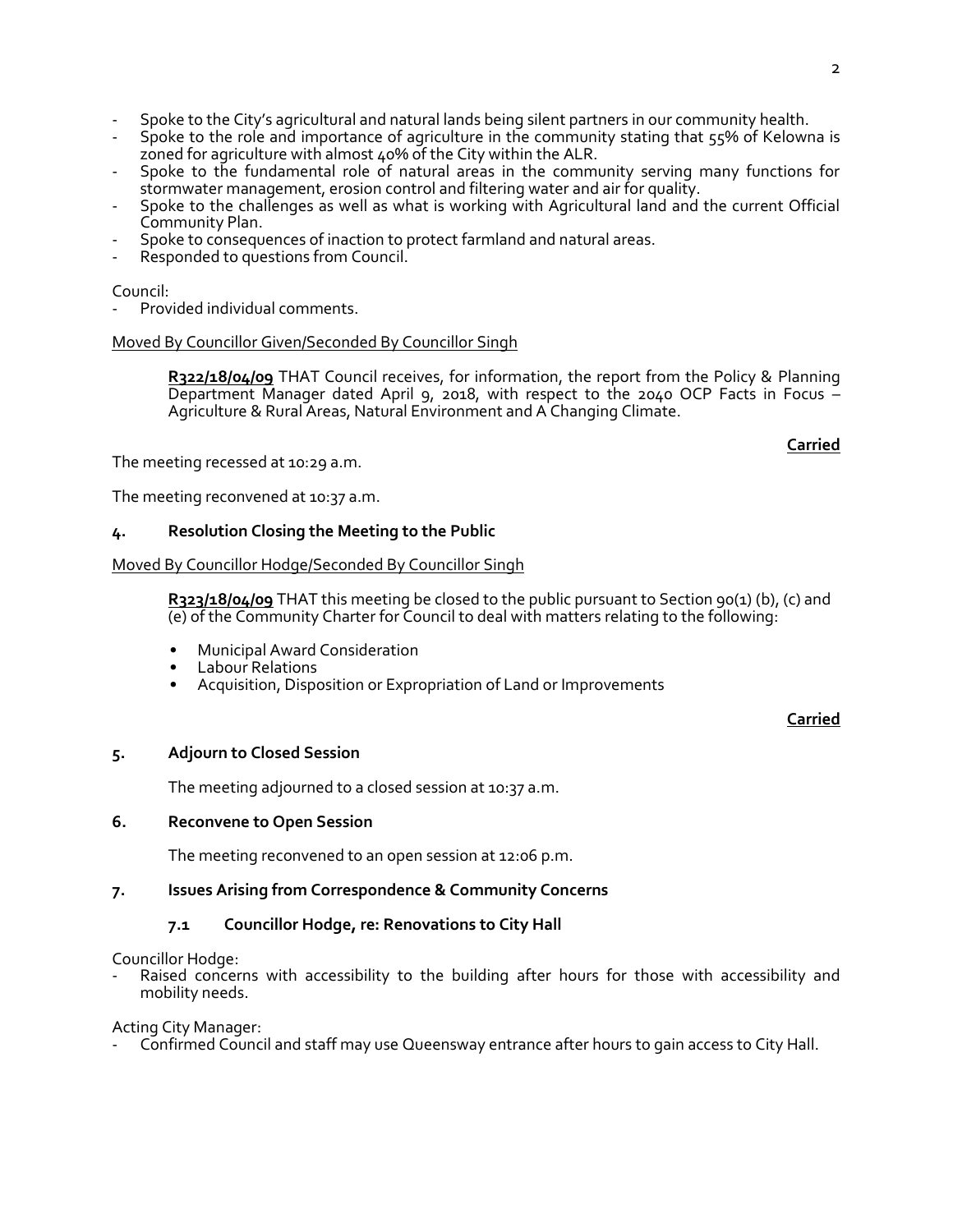- Spoke to the City's agricultural and natural lands being silent partners in our community health.
- Spoke to the role and importance of agriculture in the community stating that 55% of Kelowna is zoned for agriculture with almost 40% of the City within the ALR.
- Spoke to the fundamental role of natural areas in the community serving many functions for stormwater management, erosion control and filtering water and air for quality.
- Spoke to the challenges as well as what is working with Agricultural land and the current Official Community Plan.
- Spoke to consequences of inaction to protect farmland and natural areas.
- Responded to questions from Council.

Council:
- Provided individual comments.

Moved By Councillor Given/Seconded By Councillor Singh

> **R322/18/04/09** THAT Council receives, for information, the report from the Policy & Planning Department Manager dated April 9, 2018, with respect to the 2040 OCP Facts in Focus – Agriculture & Rural Areas, Natural Environment and A Changing Climate.

**Carried**

The meeting recessed at 10:29 a.m.

The meeting reconvened at 10:37 a.m.

## 4. Resolution Closing the Meeting to the Public

Moved By Councillor Hodge/Seconded By Councillor Singh

> **R323/18/04/09** THAT this meeting be closed to the public pursuant to Section 90(1) (b), (c) and (e) of the Community Charter for Council to deal with matters relating to the following:
>
> - Municipal Award Consideration
> - Labour Relations
> - Acquisition, Disposition or Expropriation of Land or Improvements

**Carried**

## 5. Adjourn to Closed Session

The meeting adjourned to a closed session at 10:37 a.m.

## 6. Reconvene to Open Session

The meeting reconvened to an open session at 12:06 p.m.

## 7. Issues Arising from Correspondence & Community Concerns

### 7.1 Councillor Hodge, re: Renovations to City Hall

Councillor Hodge:
- Raised concerns with accessibility to the building after hours for those with accessibility and mobility needs.

Acting City Manager:
- Confirmed Council and staff may use Queensway entrance after hours to gain access to City Hall.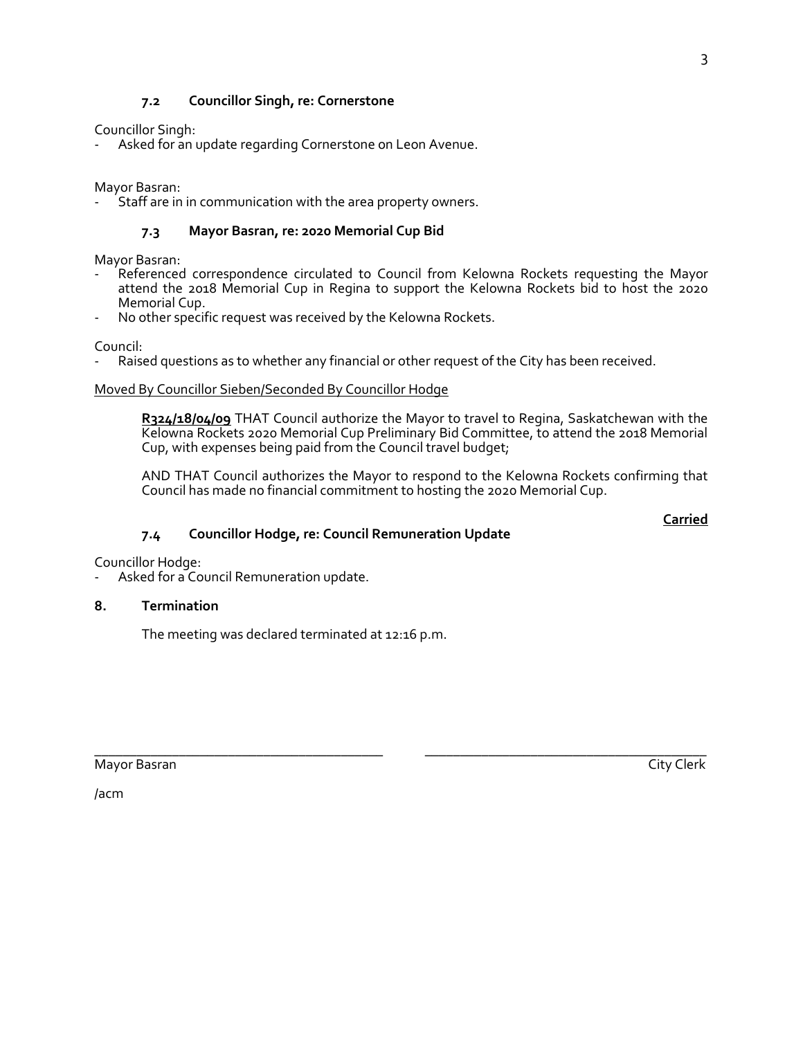### 7.2 Councillor Singh, re: Cornerstone

Councillor Singh:
- Asked for an update regarding Cornerstone on Leon Avenue.

Mayor Basran:
- Staff are in in communication with the area property owners.

### 7.3 Mayor Basran, re: 2020 Memorial Cup Bid

Mayor Basran:
- Referenced correspondence circulated to Council from Kelowna Rockets requesting the Mayor attend the 2018 Memorial Cup in Regina to support the Kelowna Rockets bid to host the 2020 Memorial Cup.
- No other specific request was received by the Kelowna Rockets.

Council:
- Raised questions as to whether any financial or other request of the City has been received.

Moved By Councillor Sieben/Seconded By Councillor Hodge

**R324/18/04/09** THAT Council authorize the Mayor to travel to Regina, Saskatchewan with the Kelowna Rockets 2020 Memorial Cup Preliminary Bid Committee, to attend the 2018 Memorial Cup, with expenses being paid from the Council travel budget;

AND THAT Council authorizes the Mayor to respond to the Kelowna Rockets confirming that Council has made no financial commitment to hosting the 2020 Memorial Cup.

**Carried**

### 7.4 Councillor Hodge, re: Council Remuneration Update

Councillor Hodge:
- Asked for a Council Remuneration update.

## 8. Termination

The meeting was declared terminated at 12:16 p.m.

Mayor Basran

City Clerk

/acm